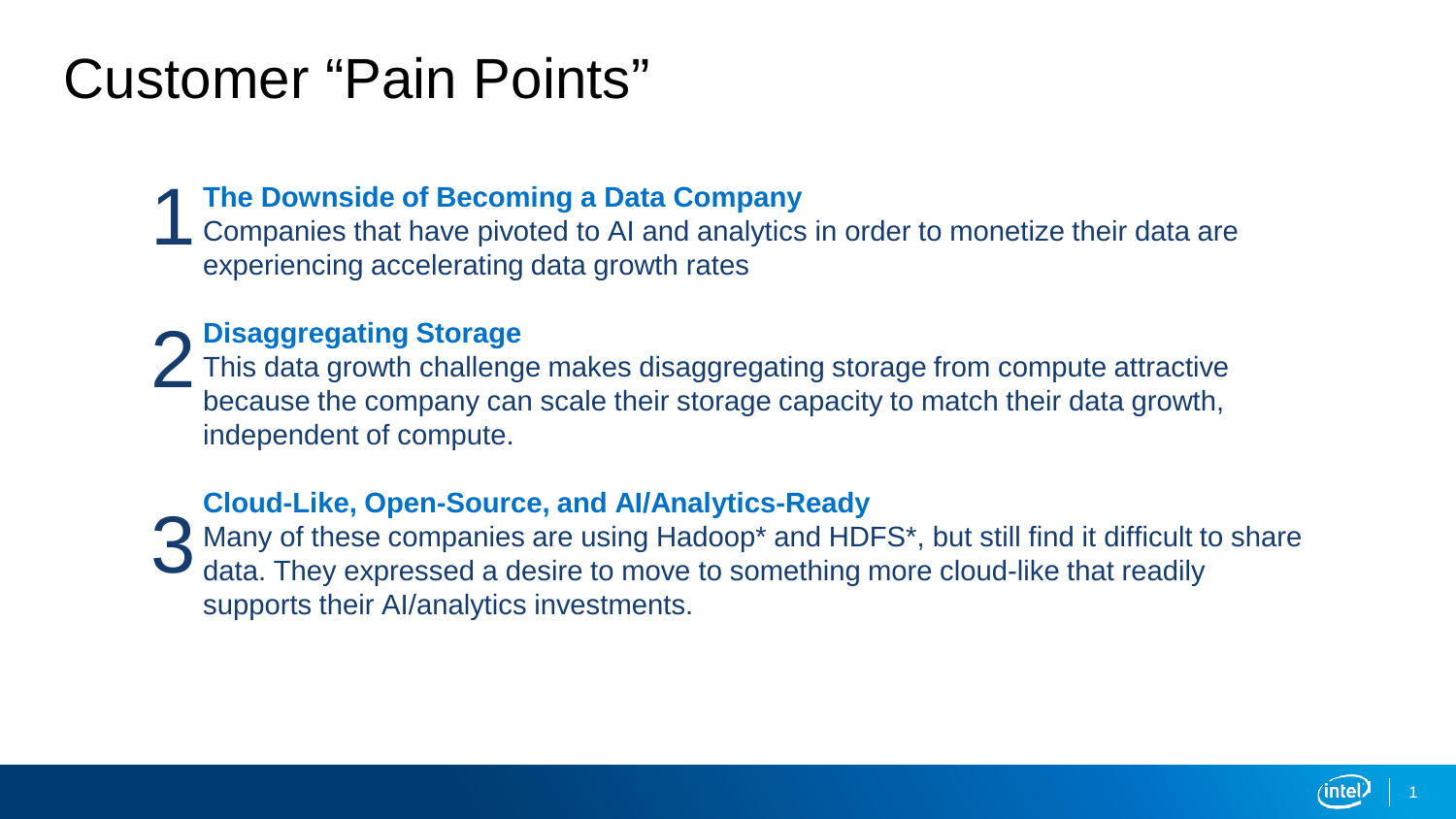# Customer "Pain Points"

1. **The Downside of Becoming a Data Company**
   Companies that have pivoted to AI and analytics in order to monetize their data are experiencing accelerating data growth rates

2. **Disaggregating Storage**
   This data growth challenge makes disaggregating storage from compute attractive because the company can scale their storage capacity to match their data growth, independent of compute.

3. **Cloud-Like, Open-Source, and AI/Analytics-Ready**
   Many of these companies are using Hadoop* and HDFS*, but still find it difficult to share data. They expressed a desire to move to something more cloud-like that readily supports their AI/analytics investments.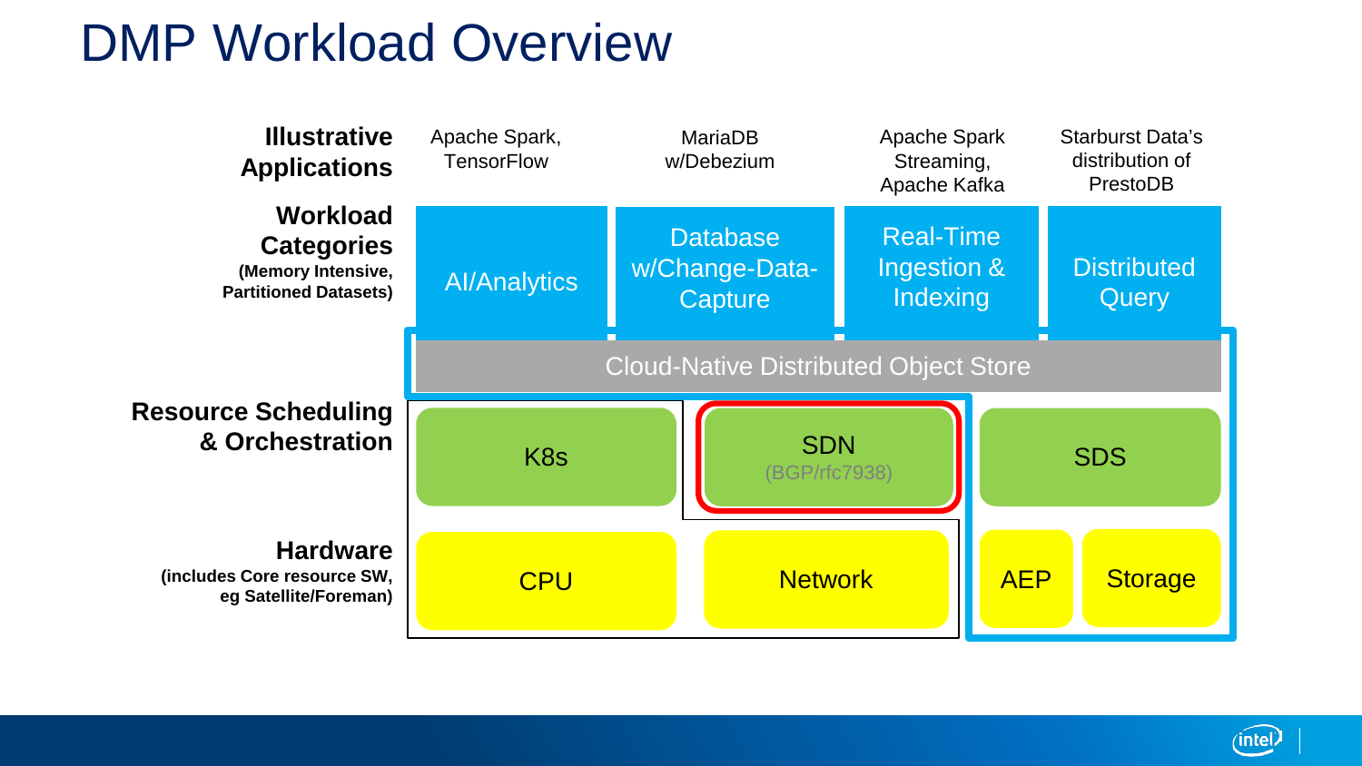# DMP Workload Overview

| | | | | |
|---|---|---|---|---|
| **Illustrative Applications** | Apache Spark, TensorFlow | MariaDB w/Debezium | Apache Spark Streaming, Apache Kafka | Starburst Data's distribution of PrestoDB |
| **Workload Categories** (Memory Intensive, Partitioned Datasets) | AI/Analytics | Database w/Change-Data-Capture | Real-Time Ingestion & Indexing | Distributed Query |
| | Cloud-Native Distributed Object Store | | | |
| **Resource Scheduling & Orchestration** | K8s | SDN (BGP/rfc7938) | SDS | |
| **Hardware** (includes Core resource SW, eg Satellite/Foreman) | CPU | Network | AEP | Storage |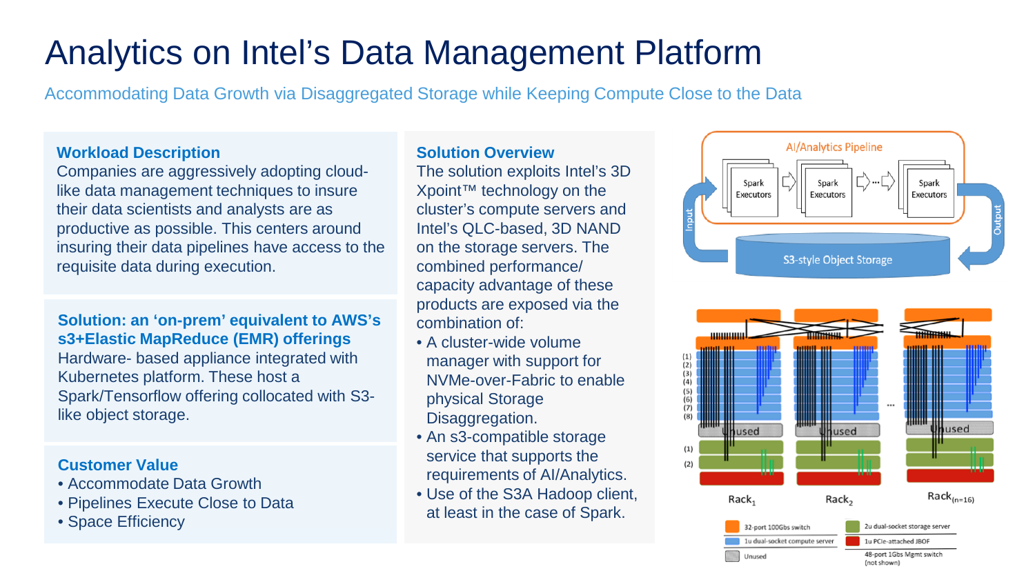# Analytics on Intel's Data Management Platform

Accommodating Data Growth via Disaggregated Storage while Keeping Compute Close to the Data

### Workload Description

Companies are aggressively adopting cloud-like data management techniques to insure their data scientists and analysts are as productive as possible. This centers around insuring their data pipelines have access to the requisite data during execution.

### Solution: an 'on-prem' equivalent to AWS's s3+Elastic MapReduce (EMR) offerings

Hardware- based appliance integrated with Kubernetes platform. These host a Spark/Tensorflow offering collocated with S3-like object storage.

### Customer Value

- Accommodate Data Growth
- Pipelines Execute Close to Data
- Space Efficiency

### Solution Overview

The solution exploits Intel's 3D Xpoint™ technology on the cluster's compute servers and Intel's QLC-based, 3D NAND on the storage servers. The combined performance/ capacity advantage of these products are exposed via the combination of:

- A cluster-wide volume manager with support for NVMe-over-Fabric to enable physical Storage Disaggregation.
- An s3-compatible storage service that supports the requirements of AI/Analytics.
- Use of the S3A Hadoop client, at least in the case of Spark.

AI/Analytics Pipeline

Spark Executors

Spark Executors

Spark Executors

Input

Output

S3-style Object Storage

(1) (2) (3) (4) (5) (6) (7) (8)

Unused

(1) (2)

$Rack_1$

$Rack_2$

$Rack_{(n=16)}$

32-port 100Gbs switch

1u dual-socket compute server

Unused

2u dual-socket storage server

1u PCIe-attached JBOF

48-port 1Gbs Mgmt switch (not shown)